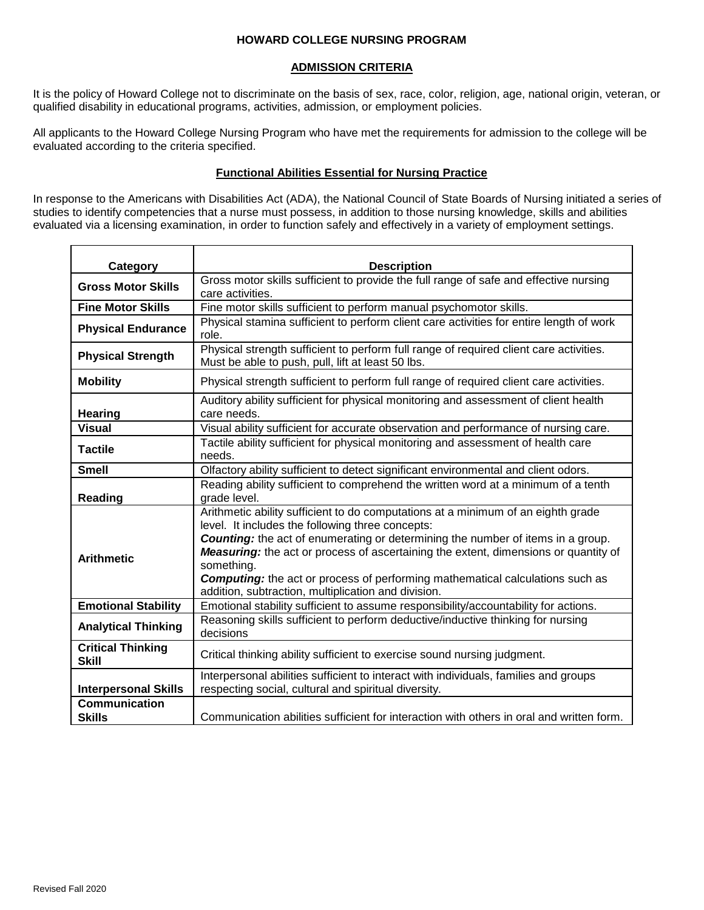# HOWARD COLLEGE NURSING PROGRAM

## ADMISSION CRITERIA

It is the policy of Howard College not to discriminate on the basis of sex, race, color, religion, age, national origin, veteran, or qualified disability in educational programs, activities, admission, or employment policies.

All applicants to the Howard College Nursing Program who have met the requirements for admission to the college will be evaluated according to the criteria specified.

### Functional Abilities Essential for Nursing Practice

In response to the Americans with Disabilities Act (ADA), the National Council of State Boards of Nursing initiated a series of studies to identify competencies that a nurse must possess, in addition to those nursing knowledge, skills and abilities evaluated via a licensing examination, in order to function safely and effectively in a variety of employment settings.

| Category | Description |
|---|---|
| **Gross Motor Skills** | Gross motor skills sufficient to provide the full range of safe and effective nursing care activities. |
| **Fine Motor Skills** | Fine motor skills sufficient to perform manual psychomotor skills. |
| **Physical Endurance** | Physical stamina sufficient to perform client care activities for entire length of work role. |
| **Physical Strength** | Physical strength sufficient to perform full range of required client care activities. Must be able to push, pull, lift at least 50 lbs. |
| **Mobility** | Physical strength sufficient to perform full range of required client care activities. |
| **Hearing** | Auditory ability sufficient for physical monitoring and assessment of client health care needs. |
| **Visual** | Visual ability sufficient for accurate observation and performance of nursing care. |
| **Tactile** | Tactile ability sufficient for physical monitoring and assessment of health care needs. |
| **Smell** | Olfactory ability sufficient to detect significant environmental and client odors. |
| **Reading** | Reading ability sufficient to comprehend the written word at a minimum of a tenth grade level. |
| **Arithmetic** | Arithmetic ability sufficient to do computations at a minimum of an eighth grade level. It includes the following three concepts:<br>***Counting:*** the act of enumerating or determining the number of items in a group.<br>***Measuring:*** the act or process of ascertaining the extent, dimensions or quantity of something.<br>***Computing:*** the act or process of performing mathematical calculations such as addition, subtraction, multiplication and division. |
| **Emotional Stability** | Emotional stability sufficient to assume responsibility/accountability for actions. |
| **Analytical Thinking** | Reasoning skills sufficient to perform deductive/inductive thinking for nursing decisions |
| **Critical Thinking Skill** | Critical thinking ability sufficient to exercise sound nursing judgment. |
| **Interpersonal Skills** | Interpersonal abilities sufficient to interact with individuals, families and groups respecting social, cultural and spiritual diversity. |
| **Communication Skills** | Communication abilities sufficient for interaction with others in oral and written form. |

Revised Fall 2020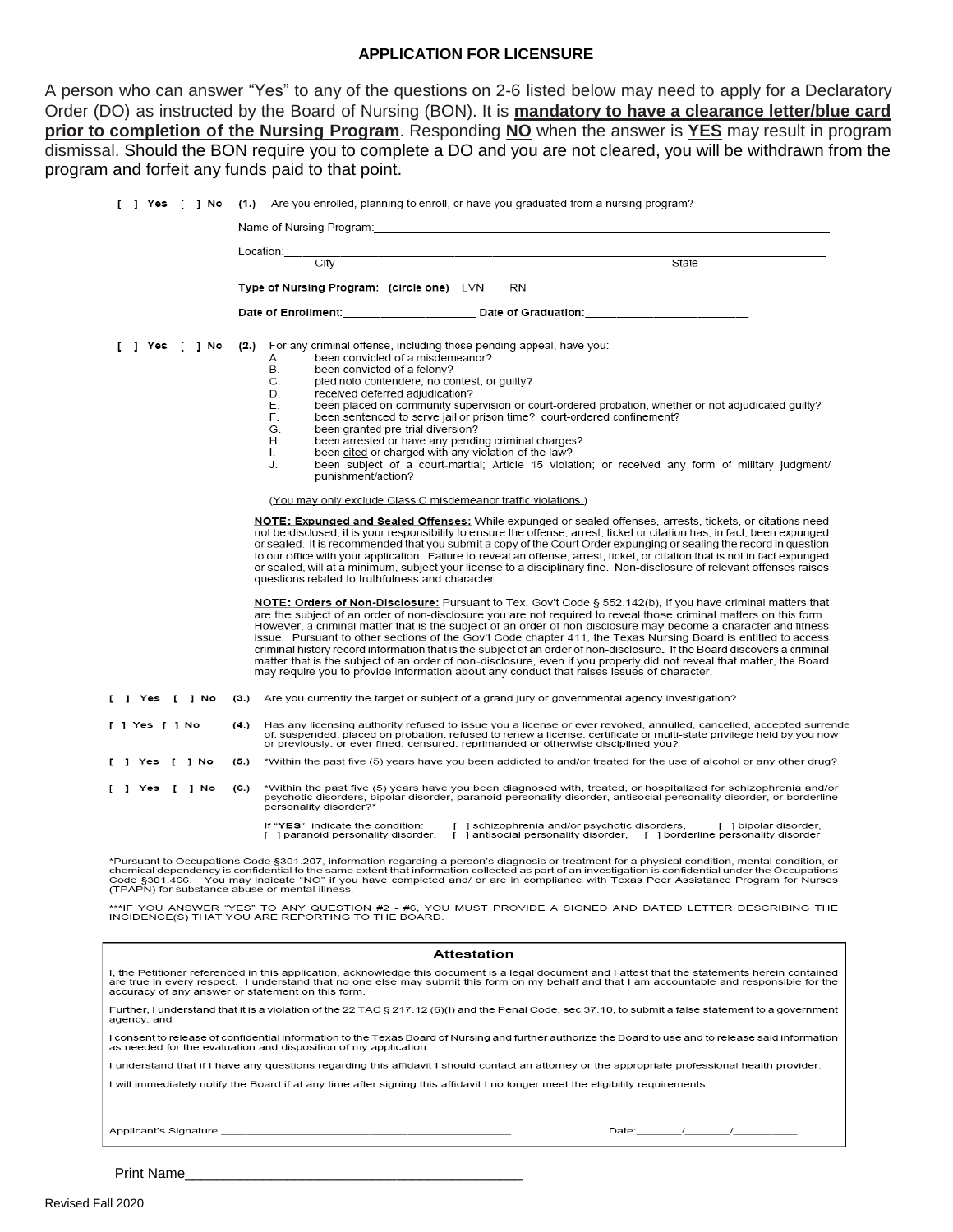## APPLICATION FOR LICENSURE

A person who can answer "Yes" to any of the questions on 2-6 listed below may need to apply for a Declaratory Order (DO) as instructed by the Board of Nursing (BON). It is **mandatory to have a clearance letter/blue card prior to completion of the Nursing Program**. Responding **NO** when the answer is **YES** may result in program dismissal. Should the BON require you to complete a DO and you are not cleared, you will be withdrawn from the program and forfeit any funds paid to that point.

[ ] Yes [ ] No **(1.)** Are you enrolled, planning to enroll, or have you graduated from a nursing program?

Name of Nursing Program:_______________________________________________

Location:_______________________________________________
City State

**Type of Nursing Program: (circle one)** LVN RN

**Date of Enrollment:**____________________ **Date of Graduation:**____________________

[ ] Yes [ ] No **(2.)** For any criminal offense, including those pending appeal, have you:

A. been convicted of a misdemeanor?
B. been convicted of a felony?
C. pled nolo contendere, no contest, or guilty?
D. received deferred adjudication?
E. been placed on community supervision or court-ordered probation, whether or not adjudicated guilty?
F. been sentenced to serve jail or prison time? court-ordered confinement?
G. been granted pre-trial diversion?
H. been arrested or have any pending criminal charges?
I. been cited or charged with any violation of the law?
J. been subject of a court-martial; Article 15 violation; or received any form of military judgment/ punishment/action?

(You may only exclude Class C misdemeanor traffic violations.)

**NOTE: Expunged and Sealed Offenses:** While expunged or sealed offenses, arrests, tickets, or citations need not be disclosed, it is your responsibility to ensure the offense, arrest, ticket or citation has, in fact, been expunged or sealed. It is recommended that you submit a copy of the Court Order expunging or sealing the record in question to our office with your application. Failure to reveal an offense, arrest, ticket, or citation that is not in fact expunged or sealed, will at a minimum, subject your license to a disciplinary fine. Non-disclosure of relevant offenses raises questions related to truthfulness and character.

**NOTE: Orders of Non-Disclosure:** Pursuant to Tex. Gov't Code § 552.142(b), if you have criminal matters that are the subject of an order of non-disclosure you are not required to reveal those criminal matters on this form. However, a criminal matter that is the subject of an order of non-disclosure may become a character and fitness issue. Pursuant to other sections of the Gov't Code chapter 411, the Texas Nursing Board is entitled to access criminal history record information that is the subject of an order of non-disclosure. If the Board discovers a criminal matter that is the subject of an order of non-disclosure, even if you properly did not reveal that matter, the Board may require you to provide information about any conduct that raises issues of character.

[ ] Yes [ ] No **(3.)** Are you currently the target or subject of a grand jury or governmental agency investigation?

[ ] Yes [ ] No **(4.)** Has any licensing authority refused to issue you a license or ever revoked, annulled, cancelled, accepted surrende of, suspended, placed on probation, refused to renew a license, certificate or multi-state privilege held by you now or previously, or ever fined, censured, reprimanded or otherwise disciplined you?

[ ] Yes [ ] No **(5.)** *Within the past five (5) years have you been addicted to and/or treated for the use of alcohol or any other drug?

[ ] Yes [ ] No **(6.)** *Within the past five (5) years have you been diagnosed with, treated, or hospitalized for schizophrenia and/or psychotic disorders, bipolar disorder, paranoid personality disorder, antisocial personality disorder, or borderline personality disorder?*

If "**YES**" indicate the condition: [ ] schizophrenia and/or psychotic disorders, [ ] bipolar disorder, [ ] paranoid personality disorder, [ ] antisocial personality disorder, [ ] borderline personality disorder

*Pursuant to Occupations Code §301.207, information regarding a person's diagnosis or treatment for a physical condition, mental condition, or chemical dependency is confidential to the same extent that information collected as part of an investigation is confidential under the Occupations Code §301.466. You may indicate "NO" if you have completed and/ or are in compliance with Texas Peer Assistance Program for Nurses (TPAPN) for substance abuse or mental illness.

***IF YOU ANSWER "YES" TO ANY QUESTION #2 - #6, YOU MUST PROVIDE A SIGNED AND DATED LETTER DESCRIBING THE INCIDENCE(S) THAT YOU ARE REPORTING TO THE BOARD.

### Attestation

I, the Petitioner referenced in this application, acknowledge this document is a legal document and I attest that the statements herein contained are true in every respect. I understand that no one else may submit this form on my behalf and that I am accountable and responsible for the accuracy of any answer or statement on this form.

Further, I understand that it is a violation of the 22 TAC § 217.12 (6)(I) and the Penal Code, sec 37.10, to submit a false statement to a government agency; and

I consent to release of confidential information to the Texas Board of Nursing and further authorize the Board to use and to release said information as needed for the evaluation and disposition of my application.

I understand that if I have any questions regarding this affidavit I should contact an attorney or the appropriate professional health provider.

I will immediately notify the Board if at any time after signing this affidavit I no longer meet the eligibility requirements.

Applicant's Signature ______________________________________ Date:_______/_______/__________

Print Name________________________________________

Revised Fall 2020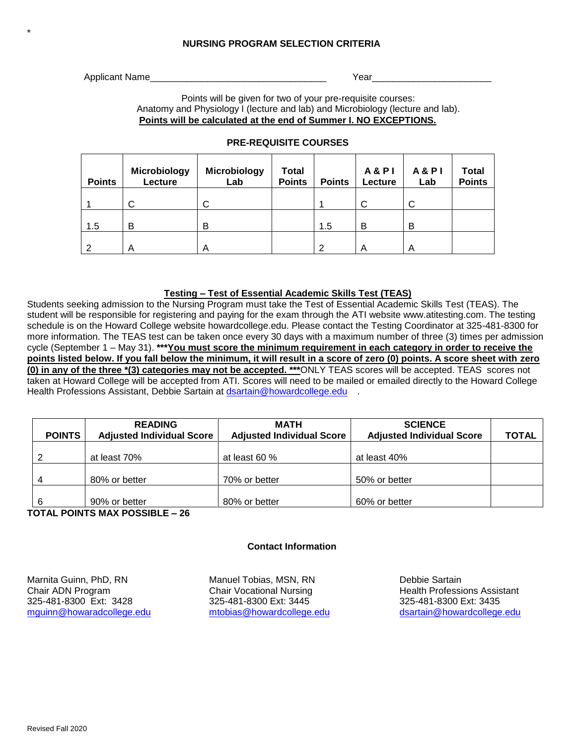*

## NURSING PROGRAM SELECTION CRITERIA

Applicant Name_________________________________ Year______________________

Points will be given for two of your pre-requisite courses:
Anatomy and Physiology I (lecture and lab) and Microbiology (lecture and lab).
**Points will be calculated at the end of Summer I. NO EXCEPTIONS.**

### PRE-REQUISITE COURSES

| Points | Microbiology Lecture | Microbiology Lab | Total Points | Points | A & P I Lecture | A & P I Lab | Total Points |
|---|---|---|---|---|---|---|---|
| 1 | C | C | | 1 | C | C | |
| 1.5 | B | B | | 1.5 | B | B | |
| 2 | A | A | | 2 | A | A | |

### Testing – Test of Essential Academic Skills Test (TEAS)

Students seeking admission to the Nursing Program must take the Test of Essential Academic Skills Test (TEAS). The student will be responsible for registering and paying for the exam through the ATI website www.atitesting.com. The testing schedule is on the Howard College website howardcollege.edu. Please contact the Testing Coordinator at 325-481-8300 for more information. The TEAS test can be taken once every 30 days with a maximum number of three (3) times per admission cycle (September 1 – May 31). ***__You must score the minimum requirement in each category in order to receive the points listed below. If you fall below the minimum, it will result in a score of zero (0) points. A score sheet with zero (0) in any of the three *(3) categories may not be accepted.__ ***ONLY TEAS scores will be accepted. TEAS scores not taken at Howard College will be accepted from ATI. Scores will need to be mailed or emailed directly to the Howard College Health Professions Assistant, Debbie Sartain at dsartain@howardcollege.edu .

| POINTS | READING Adjusted Individual Score | MATH Adjusted Individual Score | SCIENCE Adjusted Individual Score | TOTAL |
|---|---|---|---|---|
| 2 | at least 70% | at least 60 % | at least 40% | |
| 4 | 80% or better | 70% or better | 50% or better | |
| 6 | 90% or better | 80% or better | 60% or better | |

**TOTAL POINTS MAX POSSIBLE – 26**

### Contact Information

Marnita Guinn, PhD, RN
Chair ADN Program
325-481-8300 Ext: 3428
mguinn@howaradcollege.edu

Manuel Tobias, MSN, RN
Chair Vocational Nursing
325-481-8300 Ext: 3445
mtobias@howardcollege.edu

Debbie Sartain
Health Professions Assistant
325-481-8300 Ext: 3435
dsartain@howardcollege.edu

Revised Fall 2020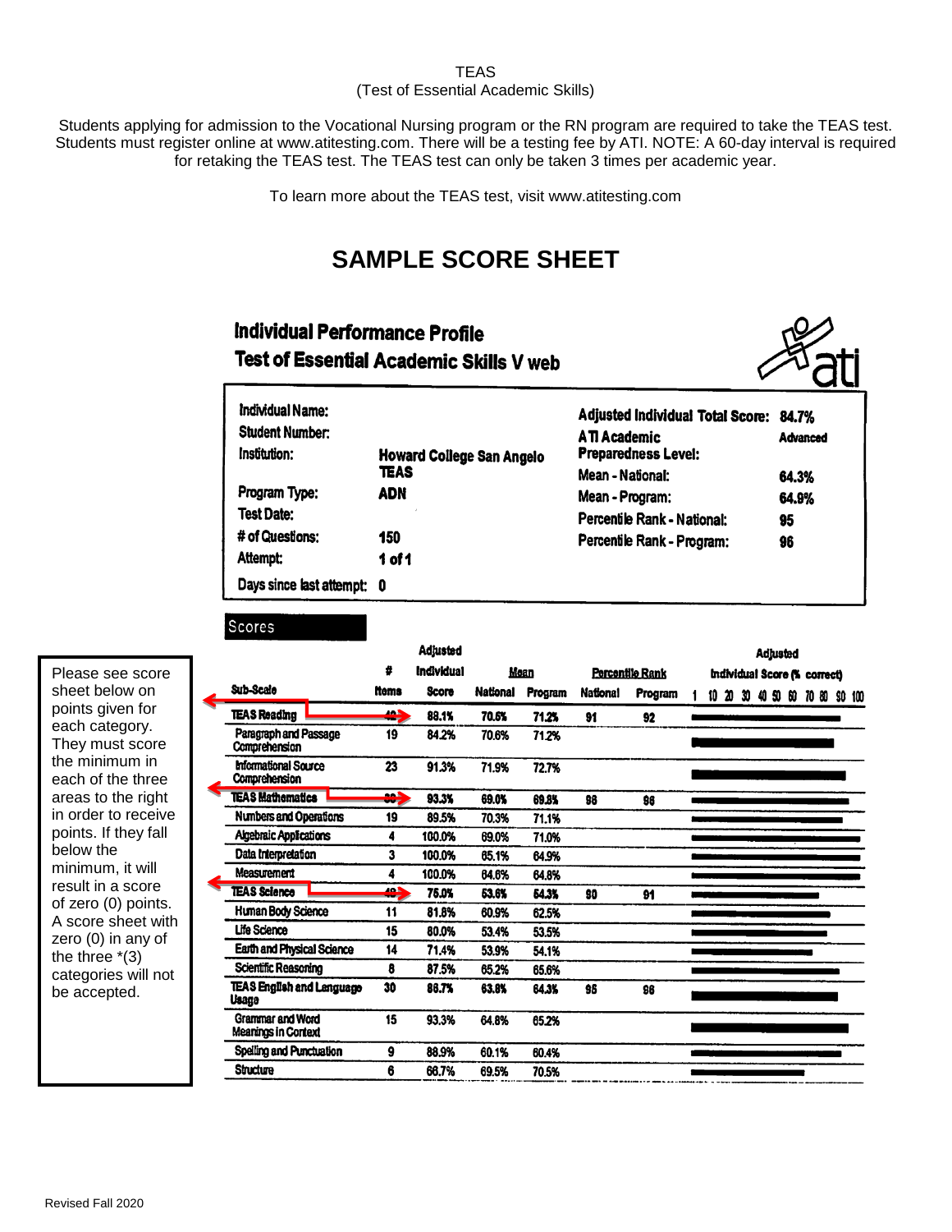TEAS
(Test of Essential Academic Skills)

Students applying for admission to the Vocational Nursing program or the RN program are required to take the TEAS test. Students must register online at www.atitesting.com. There will be a testing fee by ATI. NOTE: A 60-day interval is required for retaking the TEAS test. The TEAS test can only be taken 3 times per academic year.

To learn more about the TEAS test, visit www.atitesting.com

# SAMPLE SCORE SHEET

## Individual Performance Profile
### Test of Essential Academic Skills V web

| | | | |
|---|---|---|---|
| Individual Name: | | Adjusted Individual Total Score: | 84.7% |
| Student Number: | | ATI Academic Preparedness Level: | Advanced |
| Institution: | Howard College San Angelo TEAS | Mean - National: | 64.3% |
| Program Type: | ADN | Mean - Program: | 64.9% |
| Test Date: | | Percentile Rank - National: | 95 |
| # of Questions: | 150 | Percentile Rank - Program: | 96 |
| Attempt: | 1 of 1 | | |
| Days since last attempt: | 0 | | |

Please see score sheet below on points given for each category. They must score the minimum in each of the three areas to the right in order to receive points. If they fall below the minimum, it will result in a score of zero (0) points. A score sheet with zero (0) in any of the three *(3) categories will not be accepted.

**Scores**

| Sub-Scale | # Items | Adjusted Individual Score | Mean National | Mean Program | Percentile Rank National | Percentile Rank Program |
|---|---|---|---|---|---|---|
| TEAS Reading | 42 | 88.1% | 70.5% | 71.2% | 91 | 92 |
| Paragraph and Passage Comprehension | 19 | 84.2% | 70.6% | 71.2% | | |
| Informational Source Comprehension | 23 | 91.3% | 71.9% | 72.7% | | |
| TEAS Mathematics | 30 | 93.3% | 69.0% | 69.8% | 96 | 96 |
| Numbers and Operations | 19 | 89.5% | 70.3% | 71.1% | | |
| Algebraic Applications | 4 | 100.0% | 69.0% | 71.0% | | |
| Data Interpretation | 3 | 100.0% | 65.1% | 64.9% | | |
| Measurement | 4 | 100.0% | 64.6% | 64.8% | | |
| TEAS Science | 48 | 75.0% | 53.6% | 54.3% | 90 | 91 |
| Human Body Science | 11 | 81.8% | 60.9% | 62.5% | | |
| Life Science | 15 | 80.0% | 53.4% | 53.5% | | |
| Earth and Physical Science | 14 | 71.4% | 53.9% | 54.1% | | |
| Scientific Reasoning | 8 | 87.5% | 65.2% | 65.6% | | |
| TEAS English and Language Usage | 30 | 86.7% | 63.8% | 64.3% | 95 | 96 |
| Grammar and Word Meanings in Context | 15 | 93.3% | 64.8% | 65.2% | | |
| Spelling and Punctuation | 9 | 88.9% | 60.1% | 60.4% | | |
| Structure | 6 | 66.7% | 69.5% | 70.5% | | |

Adjusted Individual Score (% correct)

1 10 20 30 40 50 60 70 80 90 100